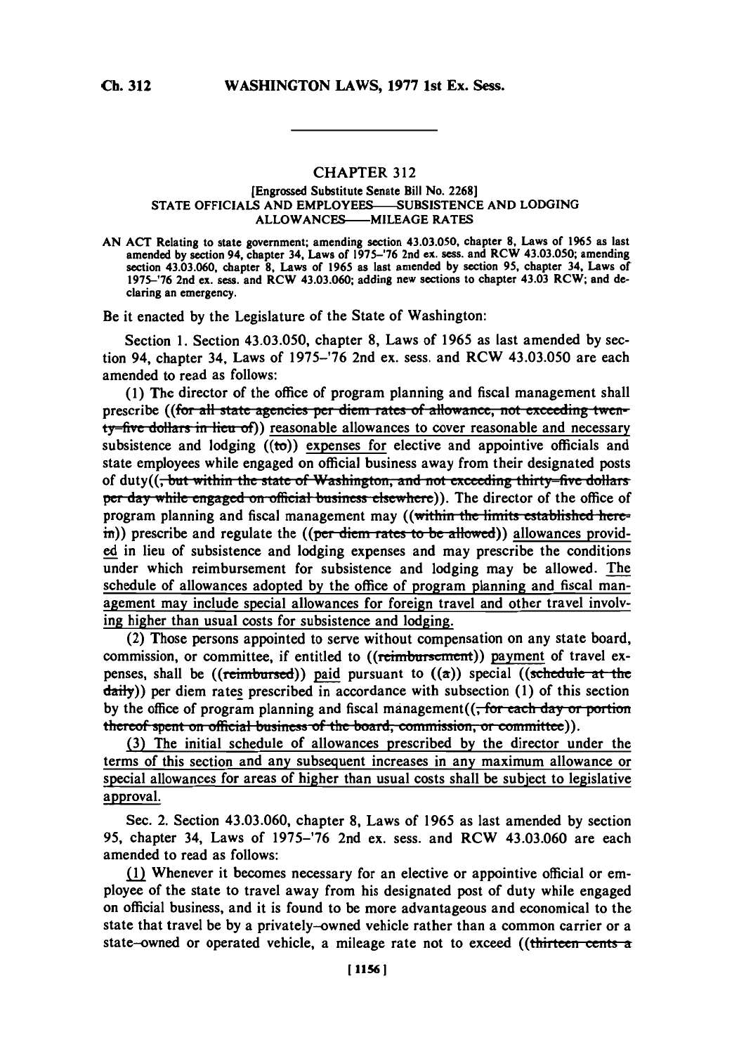# CHAPTER 312

[Engrossed Substitute Senate Bill No. 2268]

STATE OFFICIALS AND EMPLOYEES—SUBSISTENCE AND LODGING ALLOWANCES—MILEAGE RATES

AN ACT Relating to state government; amending section 43.03.050, chapter 8, Laws of 1965 as last amended by section 94, chapter 34, Laws of 1975–'76 2nd ex. sess. and RCW 43.03.050; amending section 43.03.060, chapter 8, Laws of 1965 as last amended by section 95, chapter 34, Laws of 1975–'76 2nd ex. sess. and RCW 43.03.060; adding new sections to chapter 43.03 RCW; and declaring an emergency.

Be it enacted by the Legislature of the State of Washington:

Section 1. Section 43.03.050, chapter 8, Laws of 1965 as last amended by section 94, chapter 34, Laws of 1975–'76 2nd ex. sess. and RCW 43.03.050 are each amended to read as follows:

(1) The director of the office of program planning and fiscal management shall prescribe ((~~for all state agencies per diem rates of allowance, not exceeding twenty-five dollars in lieu of~~)) reasonable allowances to cover reasonable and necessary subsistence and lodging ((~~to~~)) expenses for elective and appointive officials and state employees while engaged on official business away from their designated posts of duty((~~, but within the state of Washington, and not exceeding thirty-five dollars per day while engaged on official business elsewhere~~)). The director of the office of program planning and fiscal management may ((~~within the limits established herein~~)) prescribe and regulate the ((~~per diem rates to be allowed~~)) allowances provided in lieu of subsistence and lodging expenses and may prescribe the conditions under which reimbursement for subsistence and lodging may be allowed. The schedule of allowances adopted by the office of program planning and fiscal management may include special allowances for foreign travel and other travel involving higher than usual costs for subsistence and lodging.

(2) Those persons appointed to serve without compensation on any state board, commission, or committee, if entitled to ((~~reimbursement~~)) payment of travel expenses, shall be ((~~reimbursed~~)) paid pursuant to ((~~a~~)) special ((~~schedule at the daily~~)) per diem rates prescribed in accordance with subsection (1) of this section by the office of program planning and fiscal management((~~, for each day or portion thereof spent on official business of the board, commission, or committee~~)).

(3) The initial schedule of allowances prescribed by the director under the terms of this section and any subsequent increases in any maximum allowance or special allowances for areas of higher than usual costs shall be subject to legislative approval.

Sec. 2. Section 43.03.060, chapter 8, Laws of 1965 as last amended by section 95, chapter 34, Laws of 1975–'76 2nd ex. sess. and RCW 43.03.060 are each amended to read as follows:

(1) Whenever it becomes necessary for an elective or appointive official or employee of the state to travel away from his designated post of duty while engaged on official business, and it is found to be more advantageous and economical to the state that travel be by a privately-owned vehicle rather than a common carrier or a state-owned or operated vehicle, a mileage rate not to exceed ((~~thirteen cents a~~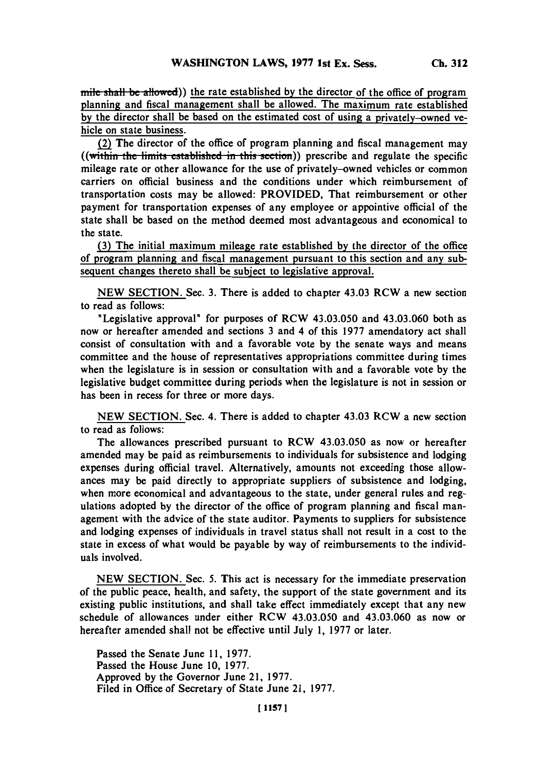~~mile shall be allowed~~)) the rate established by the director of the office of program planning and fiscal management shall be allowed. The maximum rate established by the director shall be based on the estimated cost of using a privately–owned vehicle on state business.

(2) The director of the office of program planning and fiscal management may ((~~within the limits established in this section~~)) prescribe and regulate the specific mileage rate or other allowance for the use of privately–owned vehicles or common carriers on official business and the conditions under which reimbursement of transportation costs may be allowed: PROVIDED, That reimbursement or other payment for transportation expenses of any employee or appointive official of the state shall be based on the method deemed most advantageous and economical to the state.

(3) The initial maximum mileage rate established by the director of the office of program planning and fiscal management pursuant to this section and any subsequent changes thereto shall be subject to legislative approval.

NEW SECTION. Sec. 3. There is added to chapter 43.03 RCW a new section to read as follows:

"Legislative approval" for purposes of RCW 43.03.050 and 43.03.060 both as now or hereafter amended and sections 3 and 4 of this 1977 amendatory act shall consist of consultation with and a favorable vote by the senate ways and means committee and the house of representatives appropriations committee during times when the legislature is in session or consultation with and a favorable vote by the legislative budget committee during periods when the legislature is not in session or has been in recess for three or more days.

NEW SECTION. Sec. 4. There is added to chapter 43.03 RCW a new section to read as follows:

The allowances prescribed pursuant to RCW 43.03.050 as now or hereafter amended may be paid as reimbursements to individuals for subsistence and lodging expenses during official travel. Alternatively, amounts not exceeding those allowances may be paid directly to appropriate suppliers of subsistence and lodging, when more economical and advantageous to the state, under general rules and regulations adopted by the director of the office of program planning and fiscal management with the advice of the state auditor. Payments to suppliers for subsistence and lodging expenses of individuals in travel status shall not result in a cost to the state in excess of what would be payable by way of reimbursements to the individuals involved.

NEW SECTION. Sec. 5. This act is necessary for the immediate preservation of the public peace, health, and safety, the support of the state government and its existing public institutions, and shall take effect immediately except that any new schedule of allowances under either RCW 43.03.050 and 43.03.060 as now or hereafter amended shall not be effective until July 1, 1977 or later.

Passed the Senate June 11, 1977.
Passed the House June 10, 1977.
Approved by the Governor June 21, 1977.
Filed in Office of Secretary of State June 21, 1977.